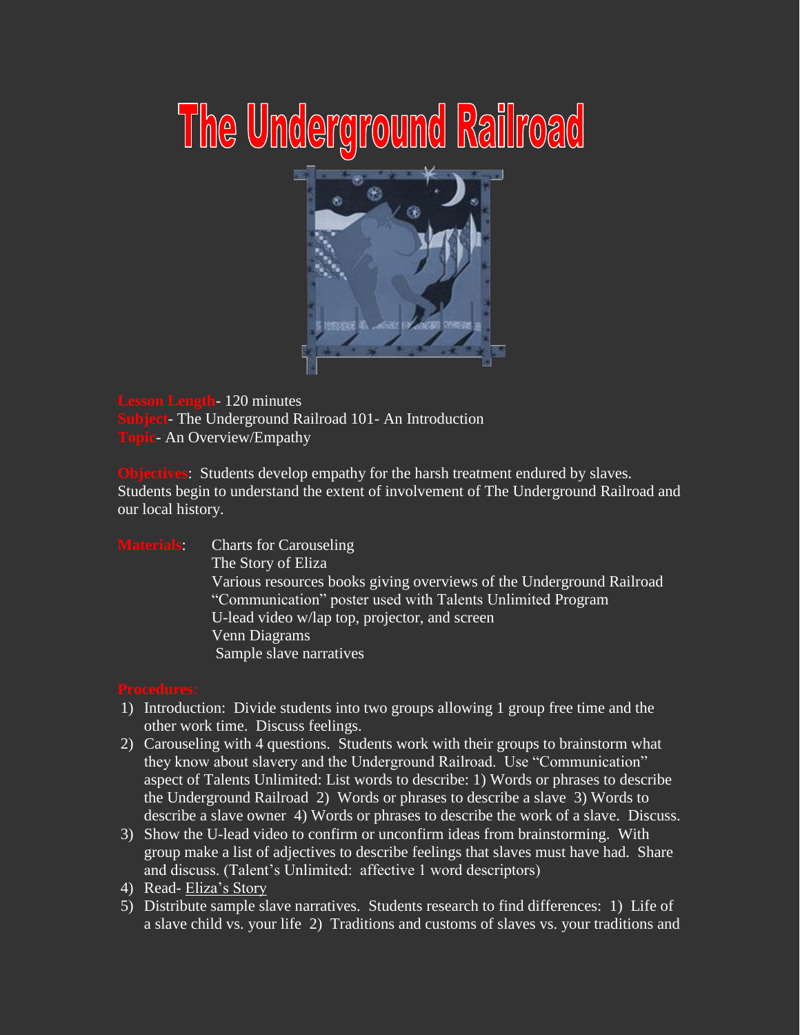# The Underground Railroad

**Lesson Length**- 120 minutes
**Subject**- The Underground Railroad 101- An Introduction
**Topic**- An Overview/Empathy

**Objectives**: Students develop empathy for the harsh treatment endured by slaves. Students begin to understand the extent of involvement of The Underground Railroad and our local history.

**Materials**:
- Charts for Carouseling
- The Story of Eliza
- Various resources books giving overviews of the Underground Railroad
- "Communication" poster used with Talents Unlimited Program
- U-lead video w/lap top, projector, and screen
- Venn Diagrams
- Sample slave narratives

**Procedures**:

1) Introduction: Divide students into two groups allowing 1 group free time and the other work time. Discuss feelings.
2) Carouseling with 4 questions. Students work with their groups to brainstorm what they know about slavery and the Underground Railroad. Use "Communication" aspect of Talents Unlimited: List words to describe: 1) Words or phrases to describe the Underground Railroad 2) Words or phrases to describe a slave 3) Words to describe a slave owner 4) Words or phrases to describe the work of a slave. Discuss.
3) Show the U-lead video to confirm or unconfirm ideas from brainstorming. With group make a list of adjectives to describe feelings that slaves must have had. Share and discuss. (Talent's Unlimited: affective 1 word descriptors)
4) Read- Eliza's Story
5) Distribute sample slave narratives. Students research to find differences: 1) Life of a slave child vs. your life 2) Traditions and customs of slaves vs. your traditions and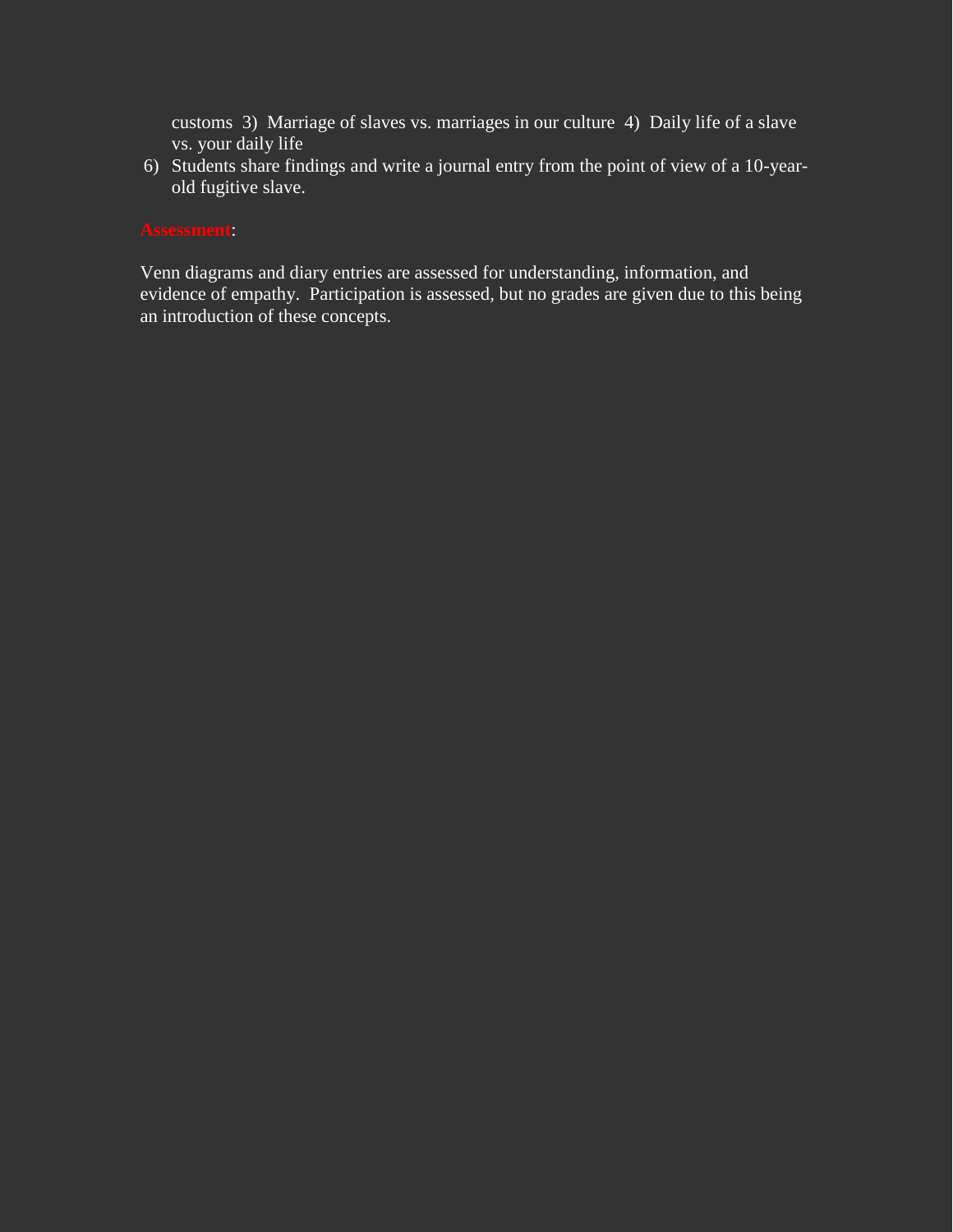customs 3) Marriage of slaves vs. marriages in our culture 4) Daily life of a slave vs. your daily life

6) Students share findings and write a journal entry from the point of view of a 10-year-old fugitive slave.

**Assessment**:

Venn diagrams and diary entries are assessed for understanding, information, and evidence of empathy. Participation is assessed, but no grades are given due to this being an introduction of these concepts.